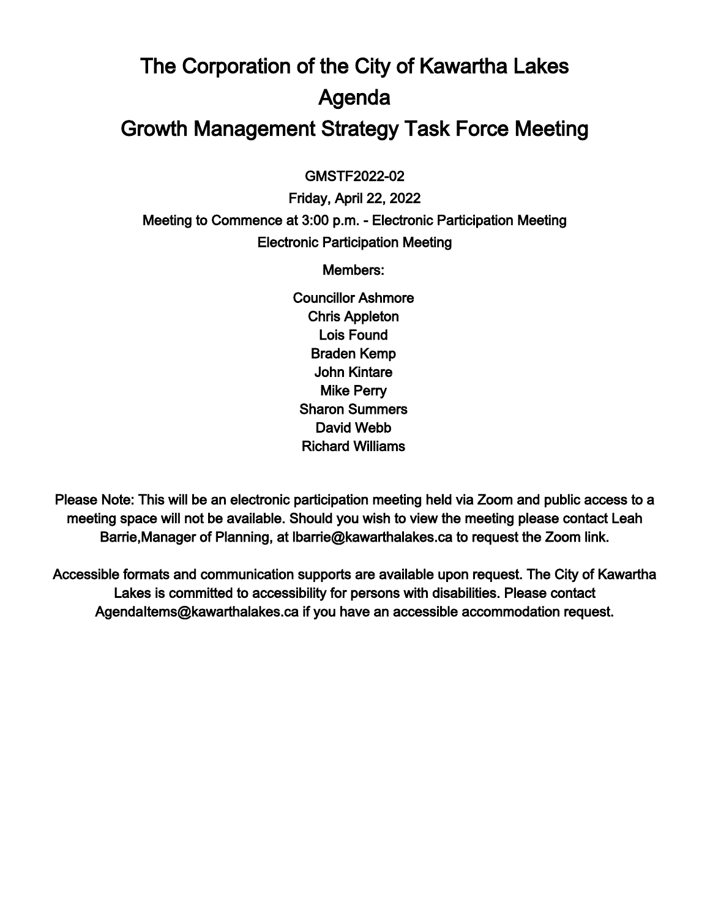# The Corporation of the City of Kawartha Lakes

# Agenda

# Growth Management Strategy Task Force Meeting

GMSTF2022-02

Friday, April 22, 2022

Meeting to Commence at 3:00 p.m. - Electronic Participation Meeting

Electronic Participation Meeting

Members:

Councillor Ashmore
Chris Appleton
Lois Found
Braden Kemp
John Kintare
Mike Perry
Sharon Summers
David Webb
Richard Williams

Please Note: This will be an electronic participation meeting held via Zoom and public access to a meeting space will not be available. Should you wish to view the meeting please contact Leah Barrie,Manager of Planning, at lbarrie@kawarthalakes.ca to request the Zoom link.

Accessible formats and communication supports are available upon request. The City of Kawartha Lakes is committed to accessibility for persons with disabilities. Please contact AgendaItems@kawarthalakes.ca if you have an accessible accommodation request.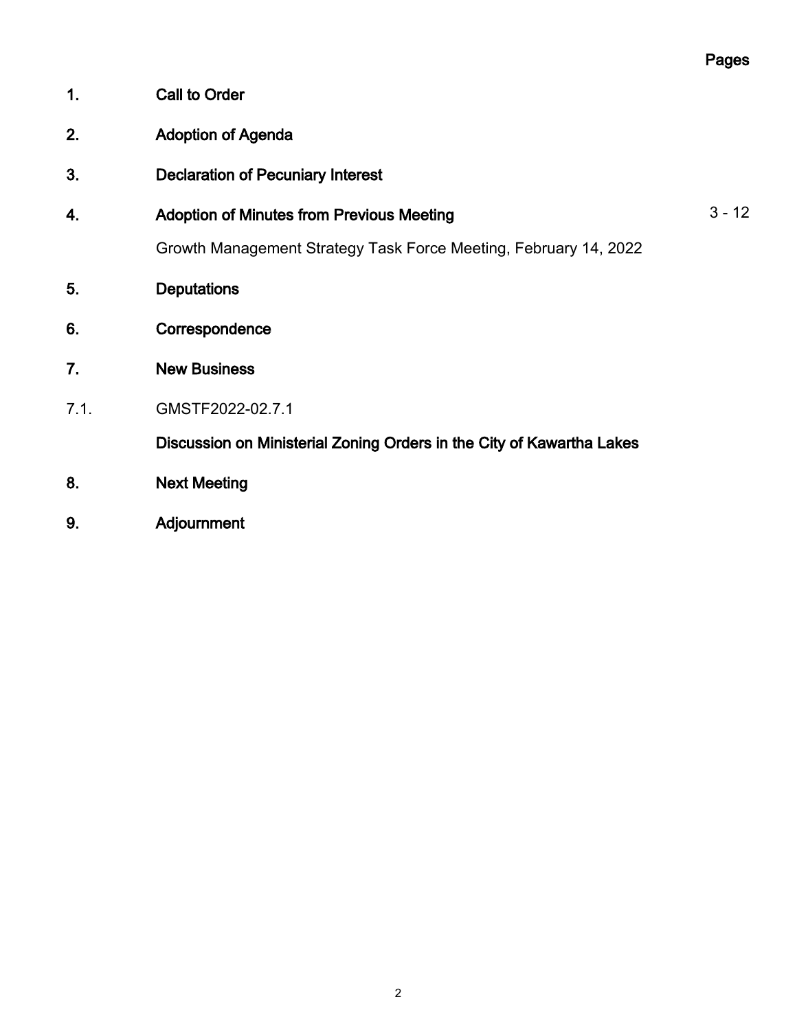| | | Pages |
|---|---|---|
| **1.** | **Call to Order** | |
| **2.** | **Adoption of Agenda** | |
| **3.** | **Declaration of Pecuniary Interest** | |
| **4.** | **Adoption of Minutes from Previous Meeting** | 3 - 12 |
| | Growth Management Strategy Task Force Meeting, February 14, 2022 | |
| **5.** | **Deputations** | |
| **6.** | **Correspondence** | |
| **7.** | **New Business** | |
| 7.1. | GMSTF2022-02.7.1 | |
| | **Discussion on Ministerial Zoning Orders in the City of Kawartha Lakes** | |
| **8.** | **Next Meeting** | |
| **9.** | **Adjournment** | |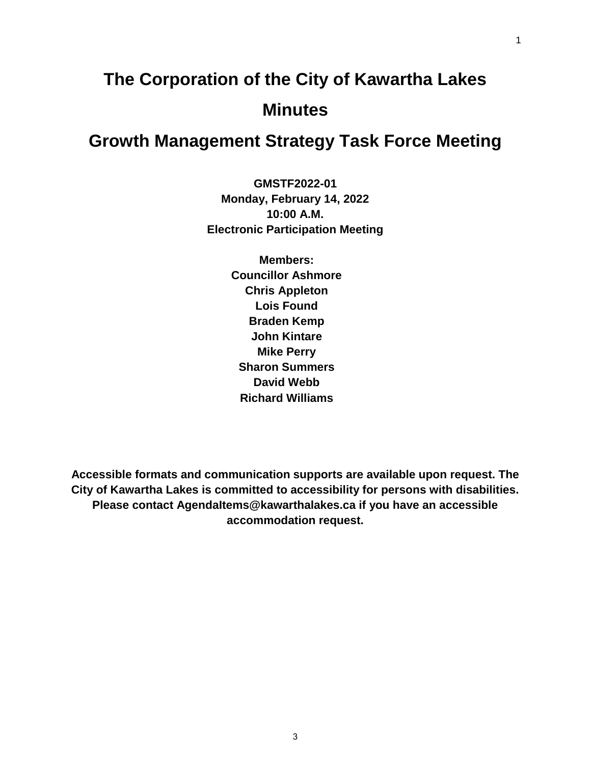# The Corporation of the City of Kawartha Lakes

# Minutes

# Growth Management Strategy Task Force Meeting

**GMSTF2022-01**
**Monday, February 14, 2022**
**10:00 A.M.**
**Electronic Participation Meeting**

**Members:**
**Councillor Ashmore**
**Chris Appleton**
**Lois Found**
**Braden Kemp**
**John Kintare**
**Mike Perry**
**Sharon Summers**
**David Webb**
**Richard Williams**

**Accessible formats and communication supports are available upon request. The City of Kawartha Lakes is committed to accessibility for persons with disabilities. Please contact AgendaItems@kawarthalakes.ca if you have an accessible accommodation request.**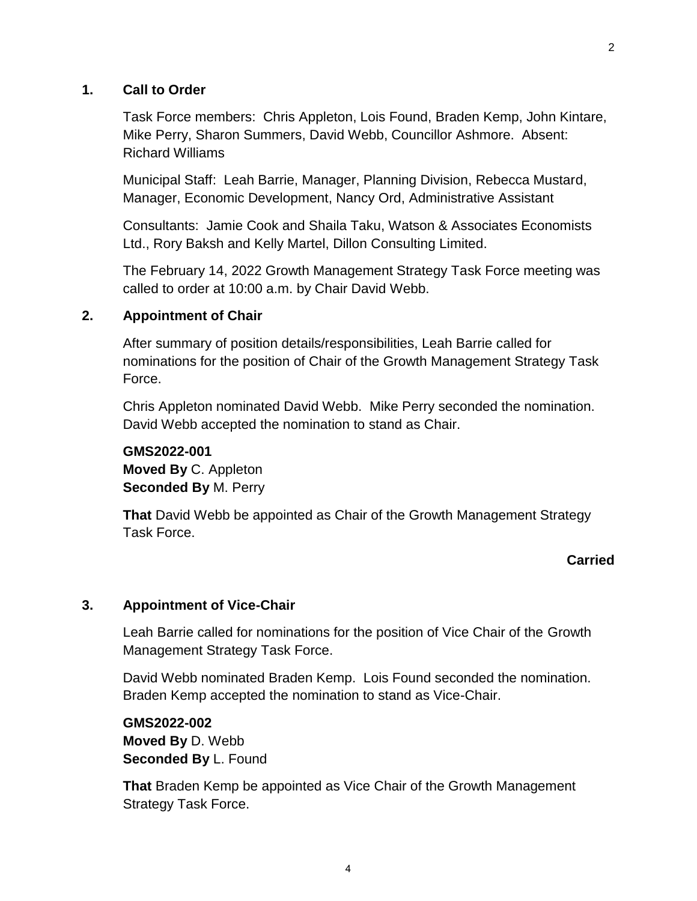## 1. Call to Order

Task Force members: Chris Appleton, Lois Found, Braden Kemp, John Kintare, Mike Perry, Sharon Summers, David Webb, Councillor Ashmore. Absent: Richard Williams

Municipal Staff: Leah Barrie, Manager, Planning Division, Rebecca Mustard, Manager, Economic Development, Nancy Ord, Administrative Assistant

Consultants: Jamie Cook and Shaila Taku, Watson & Associates Economists Ltd., Rory Baksh and Kelly Martel, Dillon Consulting Limited.

The February 14, 2022 Growth Management Strategy Task Force meeting was called to order at 10:00 a.m. by Chair David Webb.

## 2. Appointment of Chair

After summary of position details/responsibilities, Leah Barrie called for nominations for the position of Chair of the Growth Management Strategy Task Force.

Chris Appleton nominated David Webb. Mike Perry seconded the nomination. David Webb accepted the nomination to stand as Chair.

**GMS2022-001**
**Moved By** C. Appleton
**Seconded By** M. Perry

**That** David Webb be appointed as Chair of the Growth Management Strategy Task Force.

**Carried**

## 3. Appointment of Vice-Chair

Leah Barrie called for nominations for the position of Vice Chair of the Growth Management Strategy Task Force.

David Webb nominated Braden Kemp. Lois Found seconded the nomination. Braden Kemp accepted the nomination to stand as Vice-Chair.

**GMS2022-002**
**Moved By** D. Webb
**Seconded By** L. Found

**That** Braden Kemp be appointed as Vice Chair of the Growth Management Strategy Task Force.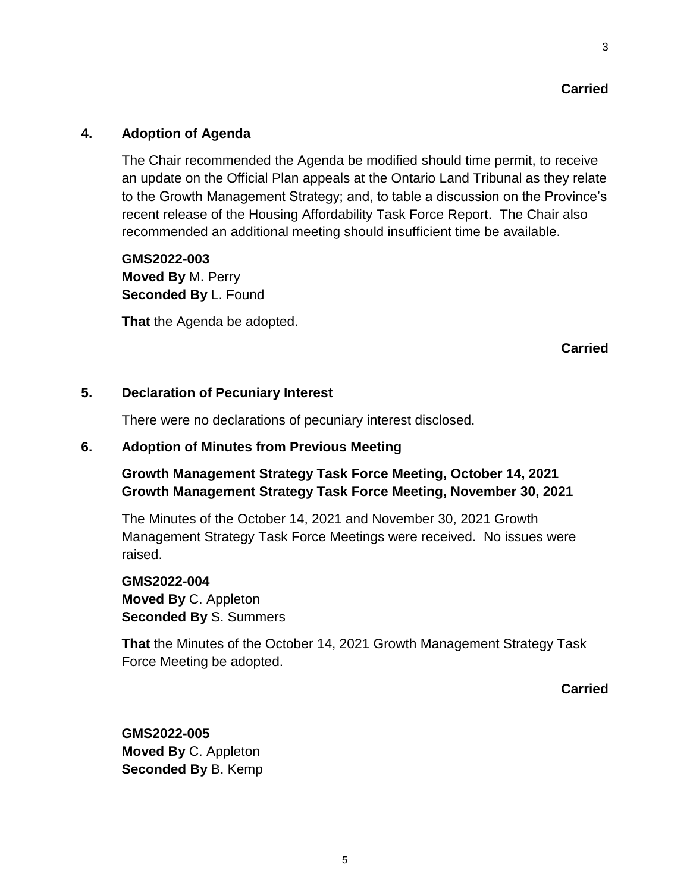**Carried**

## 4. Adoption of Agenda

The Chair recommended the Agenda be modified should time permit, to receive an update on the Official Plan appeals at the Ontario Land Tribunal as they relate to the Growth Management Strategy; and, to table a discussion on the Province's recent release of the Housing Affordability Task Force Report. The Chair also recommended an additional meeting should insufficient time be available.

**GMS2022-003**
**Moved By** M. Perry
**Seconded By** L. Found

**That** the Agenda be adopted.

**Carried**

## 5. Declaration of Pecuniary Interest

There were no declarations of pecuniary interest disclosed.

## 6. Adoption of Minutes from Previous Meeting

**Growth Management Strategy Task Force Meeting, October 14, 2021**
**Growth Management Strategy Task Force Meeting, November 30, 2021**

The Minutes of the October 14, 2021 and November 30, 2021 Growth Management Strategy Task Force Meetings were received. No issues were raised.

**GMS2022-004**
**Moved By** C. Appleton
**Seconded By** S. Summers

**That** the Minutes of the October 14, 2021 Growth Management Strategy Task Force Meeting be adopted.

**Carried**

**GMS2022-005**
**Moved By** C. Appleton
**Seconded By** B. Kemp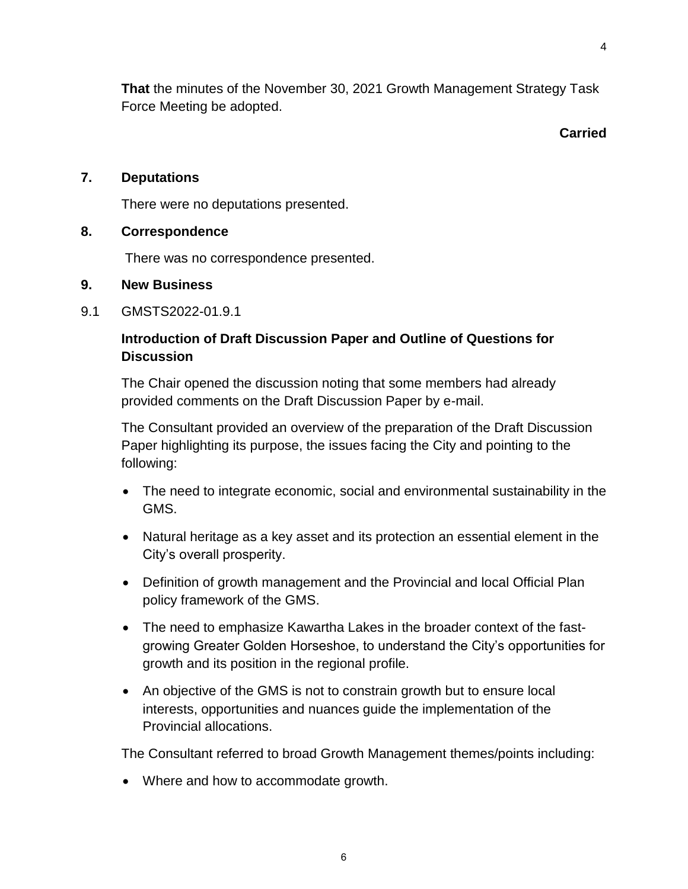**That** the minutes of the November 30, 2021 Growth Management Strategy Task Force Meeting be adopted.

**Carried**

## 7. Deputations

There were no deputations presented.

## 8. Correspondence

There was no correspondence presented.

## 9. New Business

9.1 GMSTS2022-01.9.1

### Introduction of Draft Discussion Paper and Outline of Questions for Discussion

The Chair opened the discussion noting that some members had already provided comments on the Draft Discussion Paper by e-mail.

The Consultant provided an overview of the preparation of the Draft Discussion Paper highlighting its purpose, the issues facing the City and pointing to the following:

- The need to integrate economic, social and environmental sustainability in the GMS.
- Natural heritage as a key asset and its protection an essential element in the City's overall prosperity.
- Definition of growth management and the Provincial and local Official Plan policy framework of the GMS.
- The need to emphasize Kawartha Lakes in the broader context of the fast-growing Greater Golden Horseshoe, to understand the City's opportunities for growth and its position in the regional profile.
- An objective of the GMS is not to constrain growth but to ensure local interests, opportunities and nuances guide the implementation of the Provincial allocations.

The Consultant referred to broad Growth Management themes/points including:

- Where and how to accommodate growth.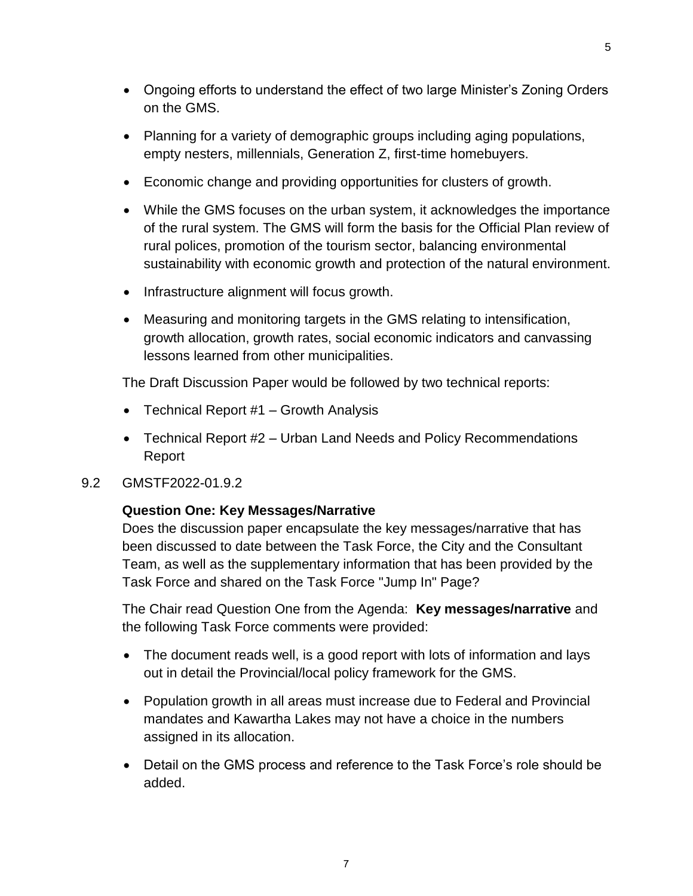- Ongoing efforts to understand the effect of two large Minister's Zoning Orders on the GMS.
- Planning for a variety of demographic groups including aging populations, empty nesters, millennials, Generation Z, first-time homebuyers.
- Economic change and providing opportunities for clusters of growth.
- While the GMS focuses on the urban system, it acknowledges the importance of the rural system. The GMS will form the basis for the Official Plan review of rural polices, promotion of the tourism sector, balancing environmental sustainability with economic growth and protection of the natural environment.
- Infrastructure alignment will focus growth.
- Measuring and monitoring targets in the GMS relating to intensification, growth allocation, growth rates, social economic indicators and canvassing lessons learned from other municipalities.

The Draft Discussion Paper would be followed by two technical reports:

- Technical Report #1 – Growth Analysis
- Technical Report #2 – Urban Land Needs and Policy Recommendations Report

9.2 GMSTF2022-01.9.2

**Question One: Key Messages/Narrative**

Does the discussion paper encapsulate the key messages/narrative that has been discussed to date between the Task Force, the City and the Consultant Team, as well as the supplementary information that has been provided by the Task Force and shared on the Task Force "Jump In" Page?

The Chair read Question One from the Agenda: **Key messages/narrative** and the following Task Force comments were provided:

- The document reads well, is a good report with lots of information and lays out in detail the Provincial/local policy framework for the GMS.
- Population growth in all areas must increase due to Federal and Provincial mandates and Kawartha Lakes may not have a choice in the numbers assigned in its allocation.
- Detail on the GMS process and reference to the Task Force's role should be added.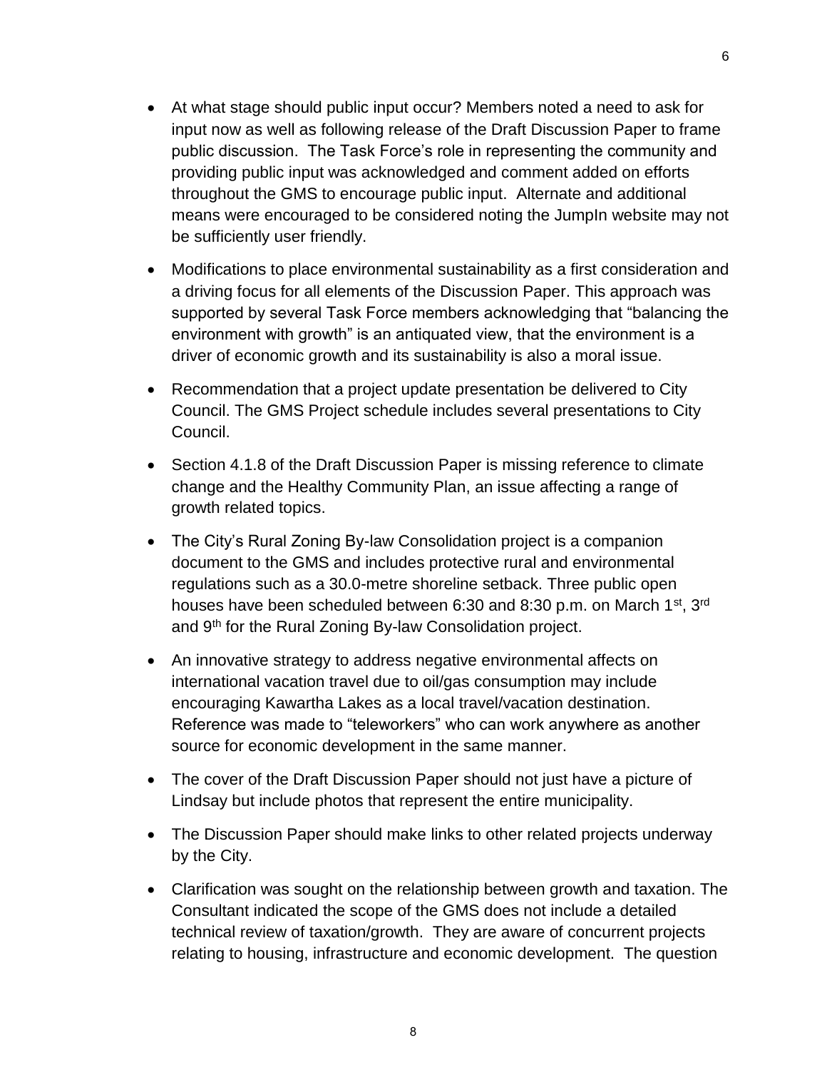- At what stage should public input occur? Members noted a need to ask for input now as well as following release of the Draft Discussion Paper to frame public discussion. The Task Force's role in representing the community and providing public input was acknowledged and comment added on efforts throughout the GMS to encourage public input. Alternate and additional means were encouraged to be considered noting the JumpIn website may not be sufficiently user friendly.

- Modifications to place environmental sustainability as a first consideration and a driving focus for all elements of the Discussion Paper. This approach was supported by several Task Force members acknowledging that "balancing the environment with growth" is an antiquated view, that the environment is a driver of economic growth and its sustainability is also a moral issue.

- Recommendation that a project update presentation be delivered to City Council. The GMS Project schedule includes several presentations to City Council.

- Section 4.1.8 of the Draft Discussion Paper is missing reference to climate change and the Healthy Community Plan, an issue affecting a range of growth related topics.

- The City's Rural Zoning By-law Consolidation project is a companion document to the GMS and includes protective rural and environmental regulations such as a 30.0-metre shoreline setback. Three public open houses have been scheduled between 6:30 and 8:30 p.m. on March 1st, 3rd and 9th for the Rural Zoning By-law Consolidation project.

- An innovative strategy to address negative environmental affects on international vacation travel due to oil/gas consumption may include encouraging Kawartha Lakes as a local travel/vacation destination. Reference was made to "teleworkers" who can work anywhere as another source for economic development in the same manner.

- The cover of the Draft Discussion Paper should not just have a picture of Lindsay but include photos that represent the entire municipality.

- The Discussion Paper should make links to other related projects underway by the City.

- Clarification was sought on the relationship between growth and taxation. The Consultant indicated the scope of the GMS does not include a detailed technical review of taxation/growth. They are aware of concurrent projects relating to housing, infrastructure and economic development. The question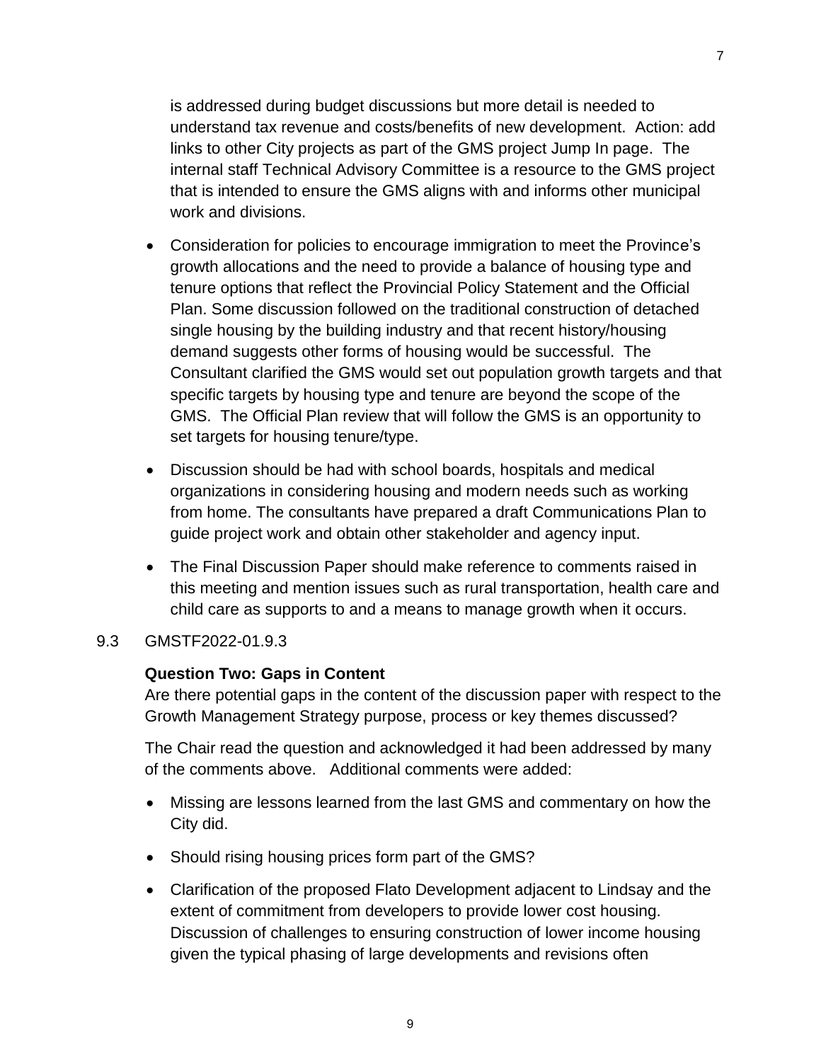is addressed during budget discussions but more detail is needed to understand tax revenue and costs/benefits of new development. Action: add links to other City projects as part of the GMS project Jump In page. The internal staff Technical Advisory Committee is a resource to the GMS project that is intended to ensure the GMS aligns with and informs other municipal work and divisions.

- Consideration for policies to encourage immigration to meet the Province's growth allocations and the need to provide a balance of housing type and tenure options that reflect the Provincial Policy Statement and the Official Plan. Some discussion followed on the traditional construction of detached single housing by the building industry and that recent history/housing demand suggests other forms of housing would be successful. The Consultant clarified the GMS would set out population growth targets and that specific targets by housing type and tenure are beyond the scope of the GMS. The Official Plan review that will follow the GMS is an opportunity to set targets for housing tenure/type.
- Discussion should be had with school boards, hospitals and medical organizations in considering housing and modern needs such as working from home. The consultants have prepared a draft Communications Plan to guide project work and obtain other stakeholder and agency input.
- The Final Discussion Paper should make reference to comments raised in this meeting and mention issues such as rural transportation, health care and child care as supports to and a means to manage growth when it occurs.

9.3 GMSTF2022-01.9.3

**Question Two: Gaps in Content**

Are there potential gaps in the content of the discussion paper with respect to the Growth Management Strategy purpose, process or key themes discussed?

The Chair read the question and acknowledged it had been addressed by many of the comments above. Additional comments were added:

- Missing are lessons learned from the last GMS and commentary on how the City did.
- Should rising housing prices form part of the GMS?
- Clarification of the proposed Flato Development adjacent to Lindsay and the extent of commitment from developers to provide lower cost housing. Discussion of challenges to ensuring construction of lower income housing given the typical phasing of large developments and revisions often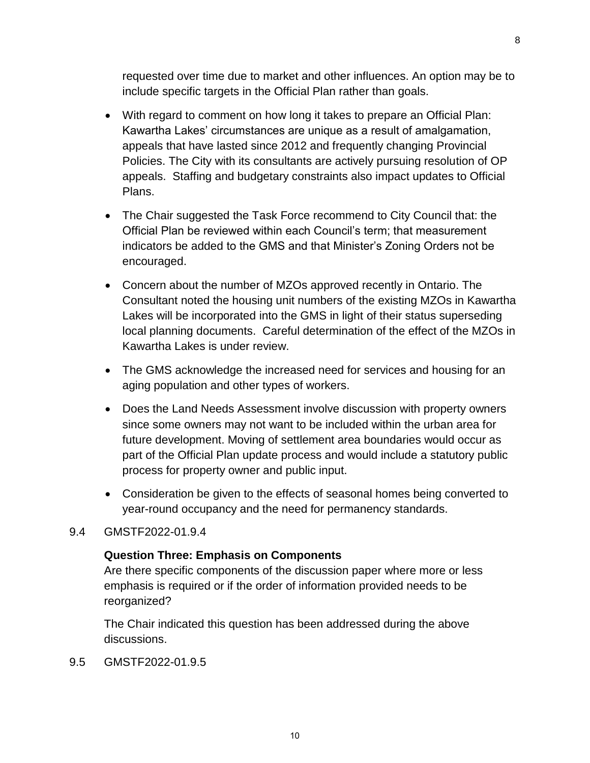requested over time due to market and other influences. An option may be to include specific targets in the Official Plan rather than goals.

- With regard to comment on how long it takes to prepare an Official Plan: Kawartha Lakes' circumstances are unique as a result of amalgamation, appeals that have lasted since 2012 and frequently changing Provincial Policies. The City with its consultants are actively pursuing resolution of OP appeals. Staffing and budgetary constraints also impact updates to Official Plans.
- The Chair suggested the Task Force recommend to City Council that: the Official Plan be reviewed within each Council's term; that measurement indicators be added to the GMS and that Minister's Zoning Orders not be encouraged.
- Concern about the number of MZOs approved recently in Ontario. The Consultant noted the housing unit numbers of the existing MZOs in Kawartha Lakes will be incorporated into the GMS in light of their status superseding local planning documents. Careful determination of the effect of the MZOs in Kawartha Lakes is under review.
- The GMS acknowledge the increased need for services and housing for an aging population and other types of workers.
- Does the Land Needs Assessment involve discussion with property owners since some owners may not want to be included within the urban area for future development. Moving of settlement area boundaries would occur as part of the Official Plan update process and would include a statutory public process for property owner and public input.
- Consideration be given to the effects of seasonal homes being converted to year-round occupancy and the need for permanency standards.

9.4 GMSTF2022-01.9.4

**Question Three: Emphasis on Components**

Are there specific components of the discussion paper where more or less emphasis is required or if the order of information provided needs to be reorganized?

The Chair indicated this question has been addressed during the above discussions.

9.5 GMSTF2022-01.9.5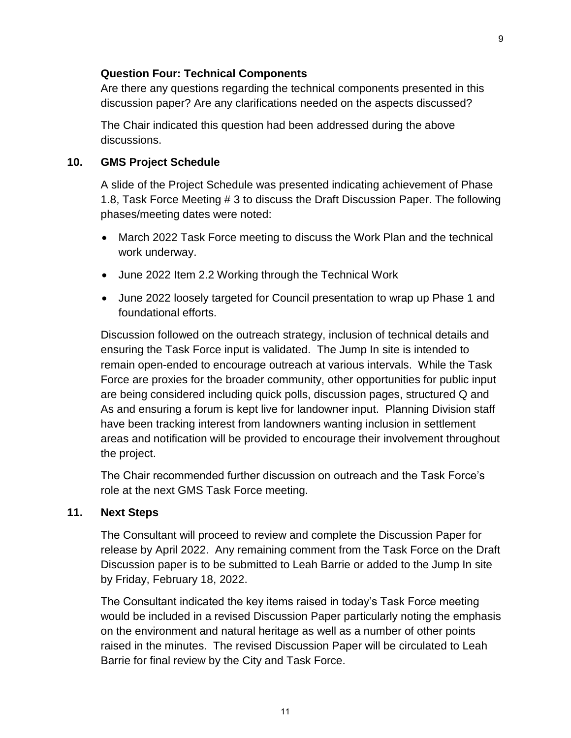**Question Four: Technical Components**

Are there any questions regarding the technical components presented in this discussion paper? Are any clarifications needed on the aspects discussed?

The Chair indicated this question had been addressed during the above discussions.

## 10. GMS Project Schedule

A slide of the Project Schedule was presented indicating achievement of Phase 1.8, Task Force Meeting # 3 to discuss the Draft Discussion Paper. The following phases/meeting dates were noted:

- March 2022 Task Force meeting to discuss the Work Plan and the technical work underway.
- June 2022 Item 2.2 Working through the Technical Work
- June 2022 loosely targeted for Council presentation to wrap up Phase 1 and foundational efforts.

Discussion followed on the outreach strategy, inclusion of technical details and ensuring the Task Force input is validated. The Jump In site is intended to remain open-ended to encourage outreach at various intervals. While the Task Force are proxies for the broader community, other opportunities for public input are being considered including quick polls, discussion pages, structured Q and As and ensuring a forum is kept live for landowner input. Planning Division staff have been tracking interest from landowners wanting inclusion in settlement areas and notification will be provided to encourage their involvement throughout the project.

The Chair recommended further discussion on outreach and the Task Force's role at the next GMS Task Force meeting.

## 11. Next Steps

The Consultant will proceed to review and complete the Discussion Paper for release by April 2022. Any remaining comment from the Task Force on the Draft Discussion paper is to be submitted to Leah Barrie or added to the Jump In site by Friday, February 18, 2022.

The Consultant indicated the key items raised in today's Task Force meeting would be included in a revised Discussion Paper particularly noting the emphasis on the environment and natural heritage as well as a number of other points raised in the minutes. The revised Discussion Paper will be circulated to Leah Barrie for final review by the City and Task Force.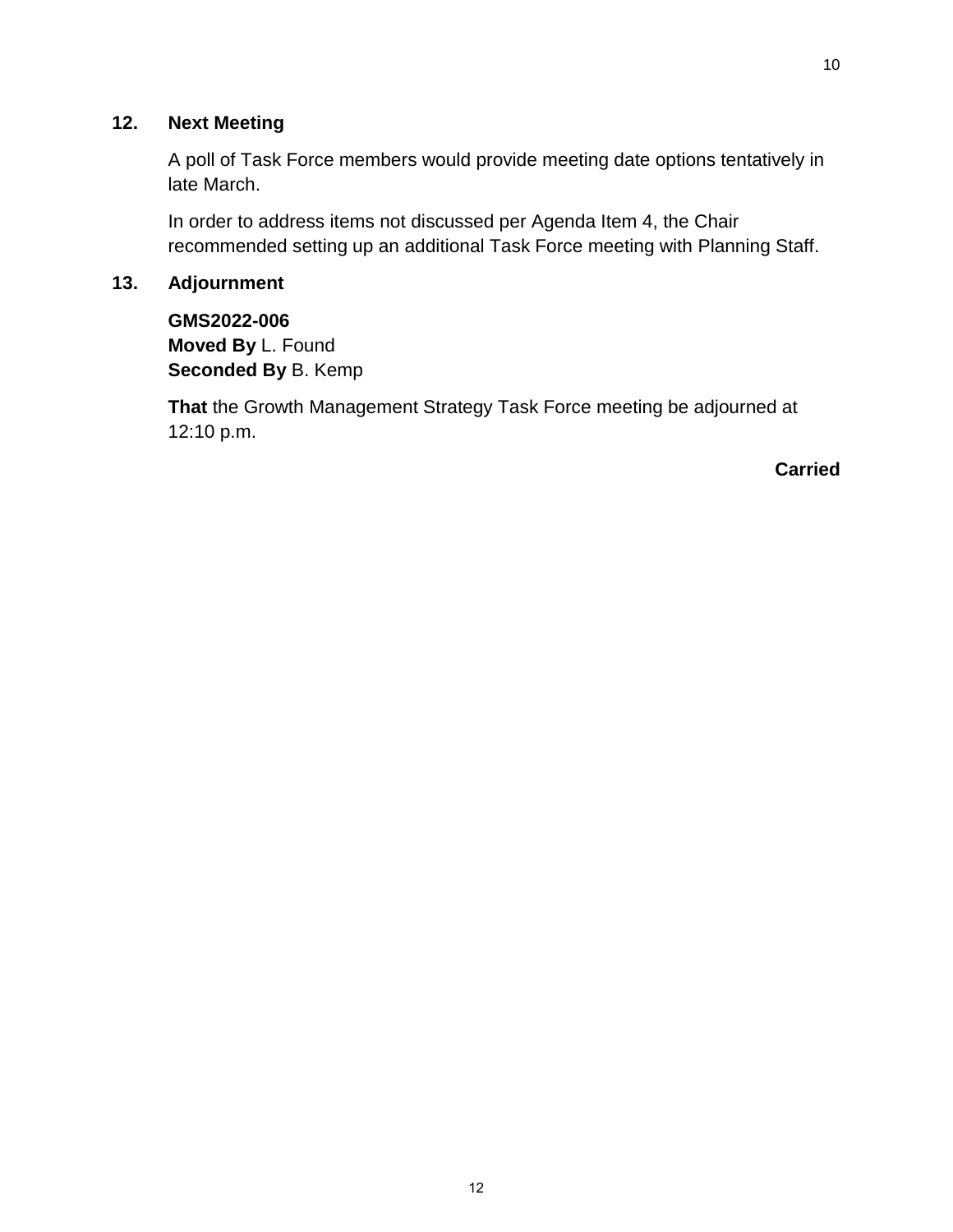## 12. Next Meeting

A poll of Task Force members would provide meeting date options tentatively in late March.

In order to address items not discussed per Agenda Item 4, the Chair recommended setting up an additional Task Force meeting with Planning Staff.

## 13. Adjournment

**GMS2022-006**
**Moved By** L. Found
**Seconded By** B. Kemp

**That** the Growth Management Strategy Task Force meeting be adjourned at 12:10 p.m.

**Carried**